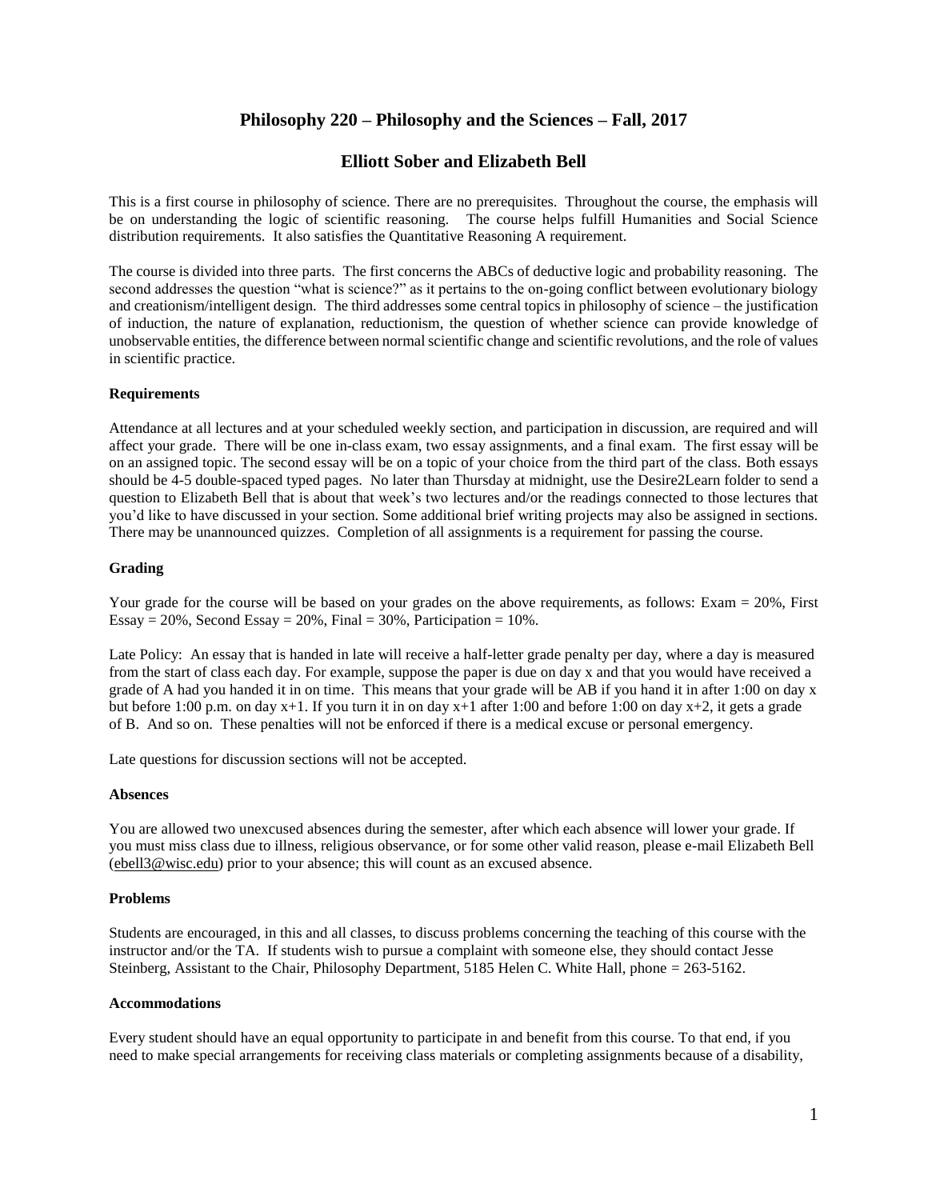# Philosophy 220 – Philosophy and the Sciences – Fall, 2017

## Elliott Sober and Elizabeth Bell

This is a first course in philosophy of science. There are no prerequisites. Throughout the course, the emphasis will be on understanding the logic of scientific reasoning. The course helps fulfill Humanities and Social Science distribution requirements. It also satisfies the Quantitative Reasoning A requirement.

The course is divided into three parts. The first concerns the ABCs of deductive logic and probability reasoning. The second addresses the question "what is science?" as it pertains to the on-going conflict between evolutionary biology and creationism/intelligent design. The third addresses some central topics in philosophy of science – the justification of induction, the nature of explanation, reductionism, the question of whether science can provide knowledge of unobservable entities, the difference between normal scientific change and scientific revolutions, and the role of values in scientific practice.

### Requirements

Attendance at all lectures and at your scheduled weekly section, and participation in discussion, are required and will affect your grade. There will be one in-class exam, two essay assignments, and a final exam. The first essay will be on an assigned topic. The second essay will be on a topic of your choice from the third part of the class. Both essays should be 4-5 double-spaced typed pages. No later than Thursday at midnight, use the Desire2Learn folder to send a question to Elizabeth Bell that is about that week's two lectures and/or the readings connected to those lectures that you'd like to have discussed in your section. Some additional brief writing projects may also be assigned in sections. There may be unannounced quizzes. Completion of all assignments is a requirement for passing the course.

### Grading

Your grade for the course will be based on your grades on the above requirements, as follows: Exam = 20%, First Essay = 20%, Second Essay = 20%, Final = 30%, Participation = 10%.

Late Policy: An essay that is handed in late will receive a half-letter grade penalty per day, where a day is measured from the start of class each day. For example, suppose the paper is due on day x and that you would have received a grade of A had you handed it in on time. This means that your grade will be AB if you hand it in after 1:00 on day x but before 1:00 p.m. on day x+1. If you turn it in on day x+1 after 1:00 and before 1:00 on day x+2, it gets a grade of B. And so on. These penalties will not be enforced if there is a medical excuse or personal emergency.

Late questions for discussion sections will not be accepted.

### Absences

You are allowed two unexcused absences during the semester, after which each absence will lower your grade. If you must miss class due to illness, religious observance, or for some other valid reason, please e-mail Elizabeth Bell (ebell3@wisc.edu) prior to your absence; this will count as an excused absence.

### Problems

Students are encouraged, in this and all classes, to discuss problems concerning the teaching of this course with the instructor and/or the TA. If students wish to pursue a complaint with someone else, they should contact Jesse Steinberg, Assistant to the Chair, Philosophy Department, 5185 Helen C. White Hall, phone = 263-5162.

### Accommodations

Every student should have an equal opportunity to participate in and benefit from this course. To that end, if you need to make special arrangements for receiving class materials or completing assignments because of a disability,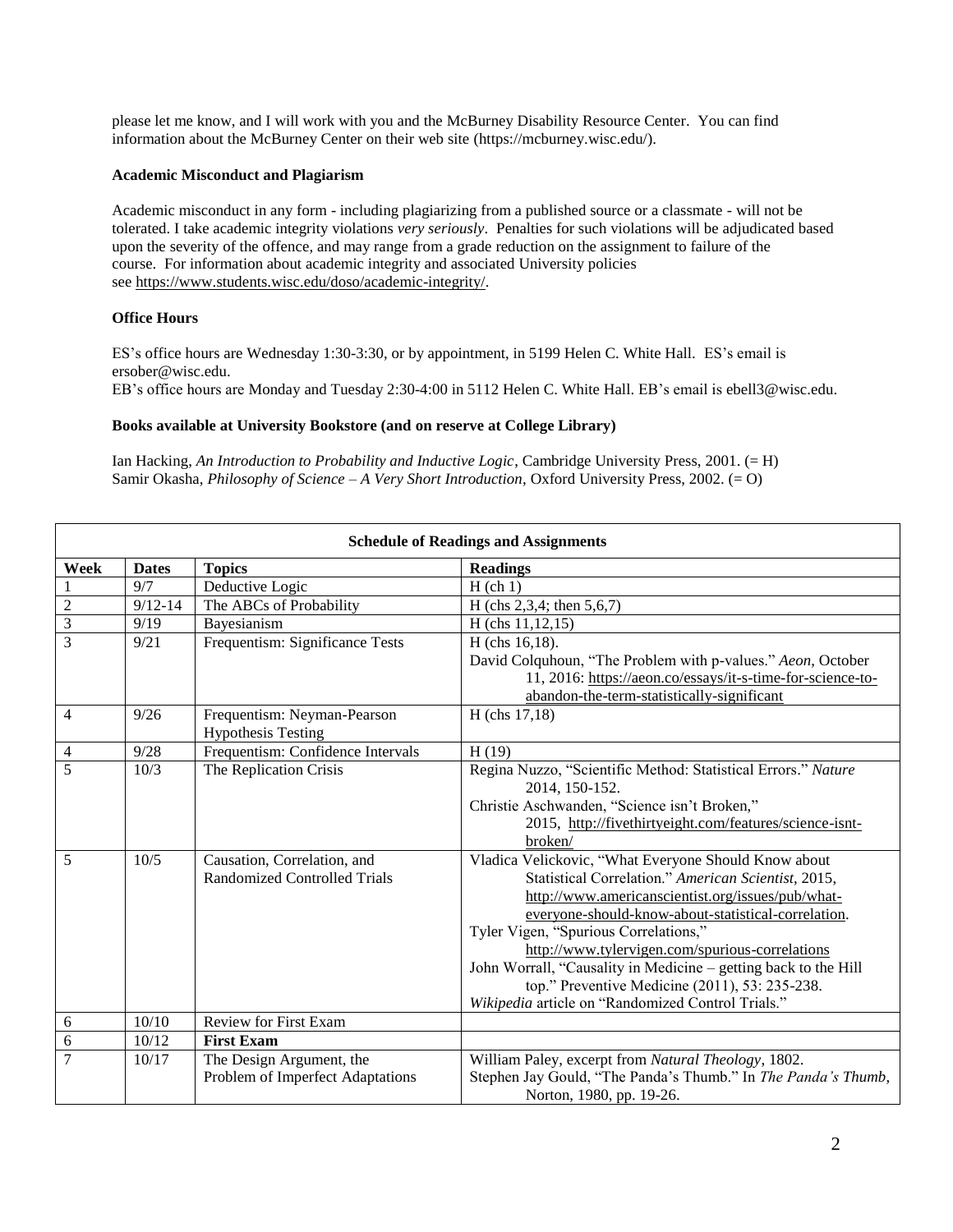please let me know, and I will work with you and the McBurney Disability Resource Center. You can find information about the McBurney Center on their web site (https://mcburney.wisc.edu/).

**Academic Misconduct and Plagiarism**

Academic misconduct in any form - including plagiarizing from a published source or a classmate - will not be tolerated. I take academic integrity violations *very seriously*. Penalties for such violations will be adjudicated based upon the severity of the offence, and may range from a grade reduction on the assignment to failure of the course. For information about academic integrity and associated University policies see https://www.students.wisc.edu/doso/academic-integrity/.

**Office Hours**

ES's office hours are Wednesday 1:30-3:30, or by appointment, in 5199 Helen C. White Hall. ES's email is ersober@wisc.edu.
EB's office hours are Monday and Tuesday 2:30-4:00 in 5112 Helen C. White Hall. EB's email is ebell3@wisc.edu.

**Books available at University Bookstore (and on reserve at College Library)**

Ian Hacking, *An Introduction to Probability and Inductive Logic*, Cambridge University Press, 2001. (= H)
Samir Okasha, *Philosophy of Science – A Very Short Introduction*, Oxford University Press, 2002. (= O)

**Schedule of Readings and Assignments**

| Week | Dates | Topics | Readings |
|---|---|---|---|
| 1 | 9/7 | Deductive Logic | H (ch 1) |
| 2 | 9/12-14 | The ABCs of Probability | H (chs 2,3,4; then 5,6,7) |
| 3 | 9/19 | Bayesianism | H (chs 11,12,15) |
| 3 | 9/21 | Frequentism: Significance Tests | H (chs 16,18). David Colquhoun, "The Problem with p-values." *Aeon*, October 11, 2016: https://aeon.co/essays/it-s-time-for-science-to-abandon-the-term-statistically-significant |
| 4 | 9/26 | Frequentism: Neyman-Pearson Hypothesis Testing | H (chs 17,18) |
| 4 | 9/28 | Frequentism: Confidence Intervals | H (19) |
| 5 | 10/3 | The Replication Crisis | Regina Nuzzo, "Scientific Method: Statistical Errors." *Nature* 2014, 150-152. Christie Aschwanden, "Science isn't Broken," 2015, http://fivethirtyeight.com/features/science-isnt-broken/ |
| 5 | 10/5 | Causation, Correlation, and Randomized Controlled Trials | Vladica Velickovic, "What Everyone Should Know about Statistical Correlation." *American Scientist*, 2015, http://www.americanscientist.org/issues/pub/what-everyone-should-know-about-statistical-correlation. Tyler Vigen, "Spurious Correlations," http://www.tylervigen.com/spurious-correlations John Worrall, "Causality in Medicine – getting back to the Hill top." Preventive Medicine (2011), 53: 235-238. *Wikipedia* article on "Randomized Control Trials." |
| 6 | 10/10 | Review for First Exam | |
| 6 | 10/12 | **First Exam** | |
| 7 | 10/17 | The Design Argument, the Problem of Imperfect Adaptations | William Paley, excerpt from *Natural Theology*, 1802. Stephen Jay Gould, "The Panda's Thumb." In *The Panda's Thumb*, Norton, 1980, pp. 19-26. |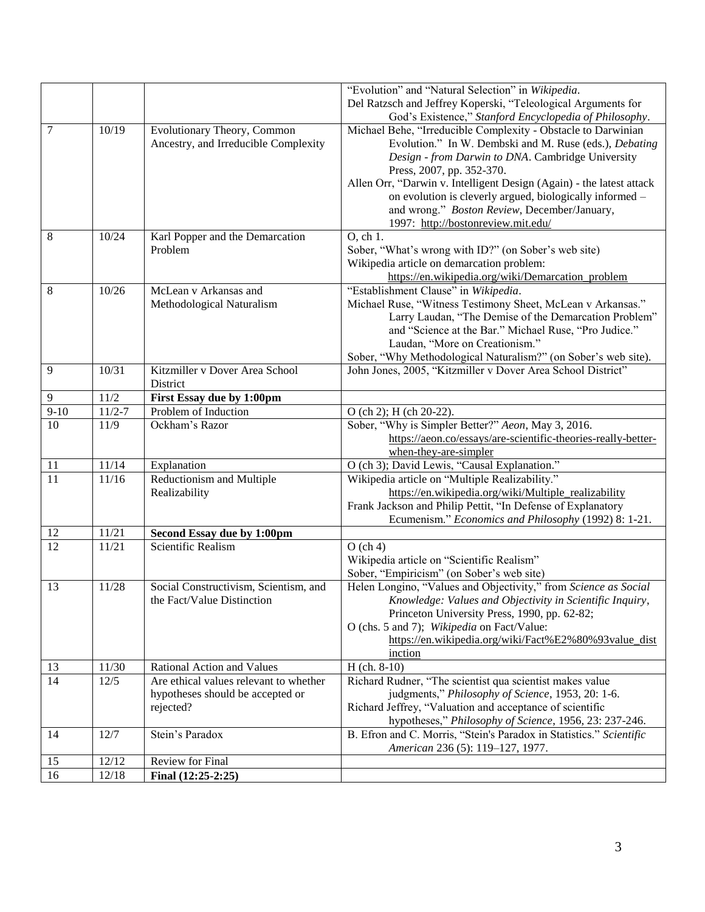| | | | |
|---|---|---|---|
| | | | "Evolution" and "Natural Selection" in *Wikipedia*. Del Ratzsch and Jeffrey Koperski, "Teleological Arguments for God's Existence," *Stanford Encyclopedia of Philosophy*. |
| 7 | 10/19 | Evolutionary Theory, Common Ancestry, and Irreducible Complexity | Michael Behe, "Irreducible Complexity - Obstacle to Darwinian Evolution." In W. Dembski and M. Ruse (eds.), *Debating Design - from Darwin to DNA*. Cambridge University Press, 2007, pp. 352-370. Allen Orr, "Darwin v. Intelligent Design (Again) - the latest attack on evolution is cleverly argued, biologically informed – and wrong." *Boston Review*, December/January, 1997: http://bostonreview.mit.edu/ |
| 8 | 10/24 | Karl Popper and the Demarcation Problem | O, ch 1. Sober, "What's wrong with ID?" (on Sober's web site) Wikipedia article on demarcation problem: https://en.wikipedia.org/wiki/Demarcation_problem |
| 8 | 10/26 | McLean v Arkansas and Methodological Naturalism | "Establishment Clause" in *Wikipedia*. Michael Ruse, "Witness Testimony Sheet, McLean v Arkansas." Larry Laudan, "The Demise of the Demarcation Problem" and "Science at the Bar." Michael Ruse, "Pro Judice." Laudan, "More on Creationism." Sober, "Why Methodological Naturalism?" (on Sober's web site). |
| 9 | 10/31 | Kitzmiller v Dover Area School District | John Jones, 2005, "Kitzmiller v Dover Area School District" |
| 9 | 11/2 | **First Essay due by 1:00pm** | |
| 9-10 | 11/2-7 | Problem of Induction | O (ch 2); H (ch 20-22). |
| 10 | 11/9 | Ockham's Razor | Sober, "Why is Simpler Better?" *Aeon*, May 3, 2016. https://aeon.co/essays/are-scientific-theories-really-better-when-they-are-simpler |
| 11 | 11/14 | Explanation | O (ch 3); David Lewis, "Causal Explanation." |
| 11 | 11/16 | Reductionism and Multiple Realizability | Wikipedia article on "Multiple Realizability." https://en.wikipedia.org/wiki/Multiple_realizability Frank Jackson and Philip Pettit, "In Defense of Explanatory Ecumenism." *Economics and Philosophy* (1992) 8: 1-21. |
| 12 | 11/21 | **Second Essay due by 1:00pm** | |
| 12 | 11/21 | Scientific Realism | O (ch 4) Wikipedia article on "Scientific Realism" Sober, "Empiricism" (on Sober's web site) |
| 13 | 11/28 | Social Constructivism, Scientism, and the Fact/Value Distinction | Helen Longino, "Values and Objectivity," from *Science as Social Knowledge: Values and Objectivity in Scientific Inquiry*, Princeton University Press, 1990, pp. 62-82; O (chs. 5 and 7); *Wikipedia* on Fact/Value: https://en.wikipedia.org/wiki/Fact%E2%80%93value_distinction |
| 13 | 11/30 | Rational Action and Values | H (ch. 8-10) |
| 14 | 12/5 | Are ethical values relevant to whether hypotheses should be accepted or rejected? | Richard Rudner, "The scientist qua scientist makes value judgments," *Philosophy of Science*, 1953, 20: 1-6. Richard Jeffrey, "Valuation and acceptance of scientific hypotheses," *Philosophy of Science*, 1956, 23: 237-246. |
| 14 | 12/7 | Stein's Paradox | B. Efron and C. Morris, "Stein's Paradox in Statistics." *Scientific American* 236 (5): 119–127, 1977. |
| 15 | 12/12 | Review for Final | |
| 16 | 12/18 | **Final (12:25-2:25)** | |